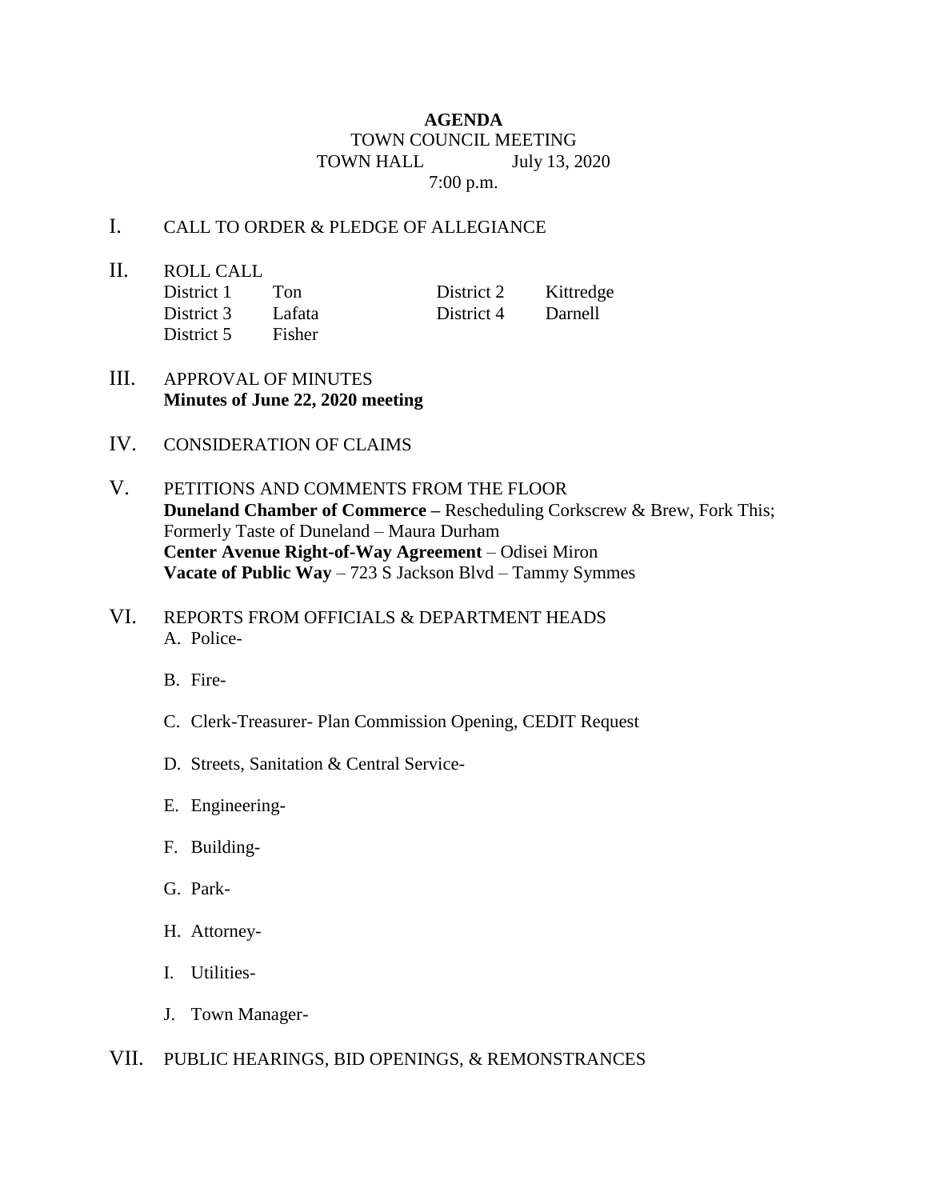# AGENDA

TOWN COUNCIL MEETING
TOWN HALL July 13, 2020
7:00 p.m.

I. CALL TO ORDER & PLEDGE OF ALLEGIANCE

II. ROLL CALL

| | | | |
|---|---|---|---|
| District 1 | Ton | District 2 | Kittredge |
| District 3 | Lafata | District 4 | Darnell |
| District 5 | Fisher | | |

III. APPROVAL OF MINUTES
**Minutes of June 22, 2020 meeting**

IV. CONSIDERATION OF CLAIMS

V. PETITIONS AND COMMENTS FROM THE FLOOR
**Duneland Chamber of Commerce –** Rescheduling Corkscrew & Brew, Fork This; Formerly Taste of Duneland – Maura Durham
**Center Avenue Right-of-Way Agreement** – Odisei Miron
**Vacate of Public Way** – 723 S Jackson Blvd – Tammy Symmes

VI. REPORTS FROM OFFICIALS & DEPARTMENT HEADS

A. Police-

B. Fire-

C. Clerk-Treasurer- Plan Commission Opening, CEDIT Request

D. Streets, Sanitation & Central Service-

E. Engineering-

F. Building-

G. Park-

H. Attorney-

I. Utilities-

J. Town Manager-

VII. PUBLIC HEARINGS, BID OPENINGS, & REMONSTRANCES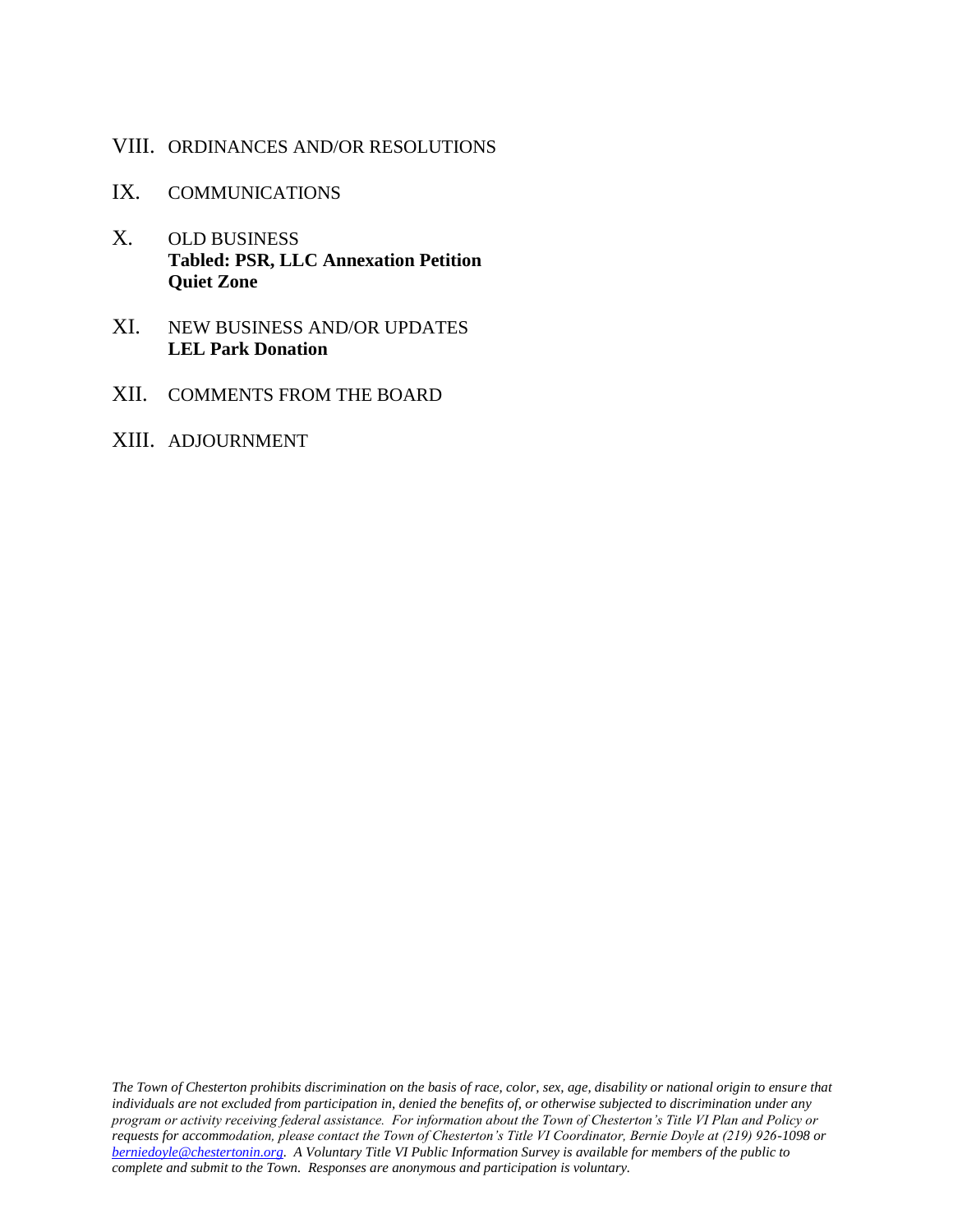VIII. ORDINANCES AND/OR RESOLUTIONS

IX. COMMUNICATIONS

X. OLD BUSINESS
**Tabled: PSR, LLC Annexation Petition**
**Quiet Zone**

XI. NEW BUSINESS AND/OR UPDATES
**LEL Park Donation**

XII. COMMENTS FROM THE BOARD

XIII. ADJOURNMENT

*The Town of Chesterton prohibits discrimination on the basis of race, color, sex, age, disability or national origin to ensure that individuals are not excluded from participation in, denied the benefits of, or otherwise subjected to discrimination under any program or activity receiving federal assistance. For information about the Town of Chesterton's Title VI Plan and Policy or requests for accommodation, please contact the Town of Chesterton's Title VI Coordinator, Bernie Doyle at (219) 926-1098 or berniedoyle@chestertonin.org. A Voluntary Title VI Public Information Survey is available for members of the public to complete and submit to the Town. Responses are anonymous and participation is voluntary.*